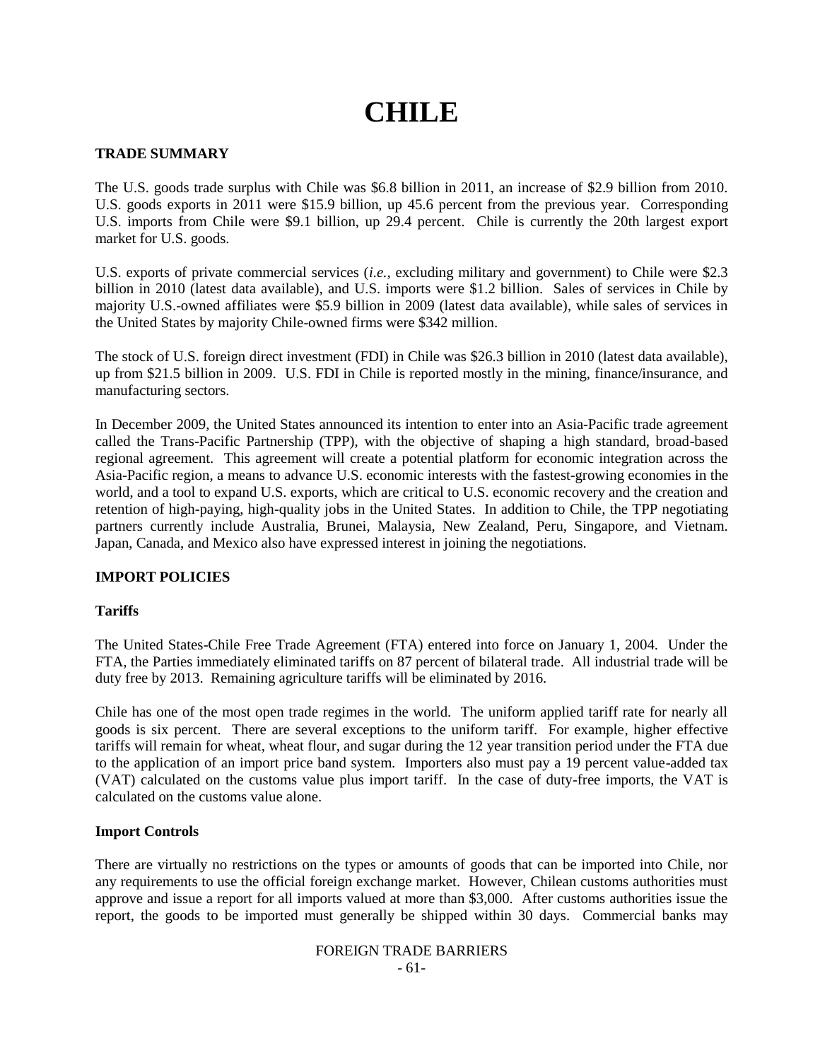# CHILE

## TRADE SUMMARY

The U.S. goods trade surplus with Chile was \$6.8 billion in 2011, an increase of \$2.9 billion from 2010. U.S. goods exports in 2011 were \$15.9 billion, up 45.6 percent from the previous year. Corresponding U.S. imports from Chile were \$9.1 billion, up 29.4 percent. Chile is currently the 20th largest export market for U.S. goods.

U.S. exports of private commercial services (*i.e.*, excluding military and government) to Chile were \$2.3 billion in 2010 (latest data available), and U.S. imports were \$1.2 billion. Sales of services in Chile by majority U.S.-owned affiliates were \$5.9 billion in 2009 (latest data available), while sales of services in the United States by majority Chile-owned firms were \$342 million.

The stock of U.S. foreign direct investment (FDI) in Chile was \$26.3 billion in 2010 (latest data available), up from \$21.5 billion in 2009. U.S. FDI in Chile is reported mostly in the mining, finance/insurance, and manufacturing sectors.

In December 2009, the United States announced its intention to enter into an Asia-Pacific trade agreement called the Trans-Pacific Partnership (TPP), with the objective of shaping a high standard, broad-based regional agreement. This agreement will create a potential platform for economic integration across the Asia-Pacific region, a means to advance U.S. economic interests with the fastest-growing economies in the world, and a tool to expand U.S. exports, which are critical to U.S. economic recovery and the creation and retention of high-paying, high-quality jobs in the United States. In addition to Chile, the TPP negotiating partners currently include Australia, Brunei, Malaysia, New Zealand, Peru, Singapore, and Vietnam. Japan, Canada, and Mexico also have expressed interest in joining the negotiations.

## IMPORT POLICIES

### Tariffs

The United States-Chile Free Trade Agreement (FTA) entered into force on January 1, 2004. Under the FTA, the Parties immediately eliminated tariffs on 87 percent of bilateral trade. All industrial trade will be duty free by 2013. Remaining agriculture tariffs will be eliminated by 2016.

Chile has one of the most open trade regimes in the world. The uniform applied tariff rate for nearly all goods is six percent. There are several exceptions to the uniform tariff. For example, higher effective tariffs will remain for wheat, wheat flour, and sugar during the 12 year transition period under the FTA due to the application of an import price band system. Importers also must pay a 19 percent value-added tax (VAT) calculated on the customs value plus import tariff. In the case of duty-free imports, the VAT is calculated on the customs value alone.

### Import Controls

There are virtually no restrictions on the types or amounts of goods that can be imported into Chile, nor any requirements to use the official foreign exchange market. However, Chilean customs authorities must approve and issue a report for all imports valued at more than \$3,000. After customs authorities issue the report, the goods to be imported must generally be shipped within 30 days. Commercial banks may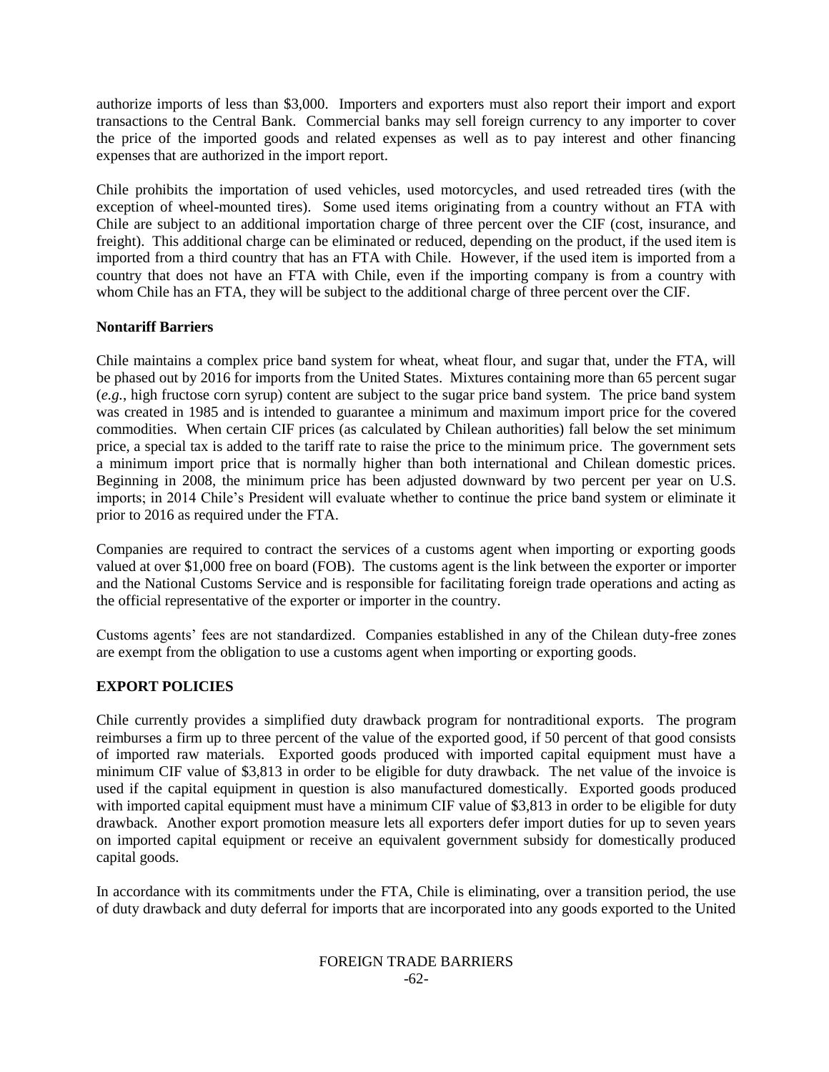authorize imports of less than $3,000. Importers and exporters must also report their import and export transactions to the Central Bank. Commercial banks may sell foreign currency to any importer to cover the price of the imported goods and related expenses as well as to pay interest and other financing expenses that are authorized in the import report.

Chile prohibits the importation of used vehicles, used motorcycles, and used retreaded tires (with the exception of wheel-mounted tires). Some used items originating from a country without an FTA with Chile are subject to an additional importation charge of three percent over the CIF (cost, insurance, and freight). This additional charge can be eliminated or reduced, depending on the product, if the used item is imported from a third country that has an FTA with Chile. However, if the used item is imported from a country that does not have an FTA with Chile, even if the importing company is from a country with whom Chile has an FTA, they will be subject to the additional charge of three percent over the CIF.

**Nontariff Barriers**

Chile maintains a complex price band system for wheat, wheat flour, and sugar that, under the FTA, will be phased out by 2016 for imports from the United States. Mixtures containing more than 65 percent sugar (*e.g.*, high fructose corn syrup) content are subject to the sugar price band system. The price band system was created in 1985 and is intended to guarantee a minimum and maximum import price for the covered commodities. When certain CIF prices (as calculated by Chilean authorities) fall below the set minimum price, a special tax is added to the tariff rate to raise the price to the minimum price. The government sets a minimum import price that is normally higher than both international and Chilean domestic prices. Beginning in 2008, the minimum price has been adjusted downward by two percent per year on U.S. imports; in 2014 Chile's President will evaluate whether to continue the price band system or eliminate it prior to 2016 as required under the FTA.

Companies are required to contract the services of a customs agent when importing or exporting goods valued at over $1,000 free on board (FOB). The customs agent is the link between the exporter or importer and the National Customs Service and is responsible for facilitating foreign trade operations and acting as the official representative of the exporter or importer in the country.

Customs agents' fees are not standardized. Companies established in any of the Chilean duty-free zones are exempt from the obligation to use a customs agent when importing or exporting goods.

## EXPORT POLICIES

Chile currently provides a simplified duty drawback program for nontraditional exports. The program reimburses a firm up to three percent of the value of the exported good, if 50 percent of that good consists of imported raw materials. Exported goods produced with imported capital equipment must have a minimum CIF value of $3,813 in order to be eligible for duty drawback. The net value of the invoice is used if the capital equipment in question is also manufactured domestically. Exported goods produced with imported capital equipment must have a minimum CIF value of $3,813 in order to be eligible for duty drawback. Another export promotion measure lets all exporters defer import duties for up to seven years on imported capital equipment or receive an equivalent government subsidy for domestically produced capital goods.

In accordance with its commitments under the FTA, Chile is eliminating, over a transition period, the use of duty drawback and duty deferral for imports that are incorporated into any goods exported to the United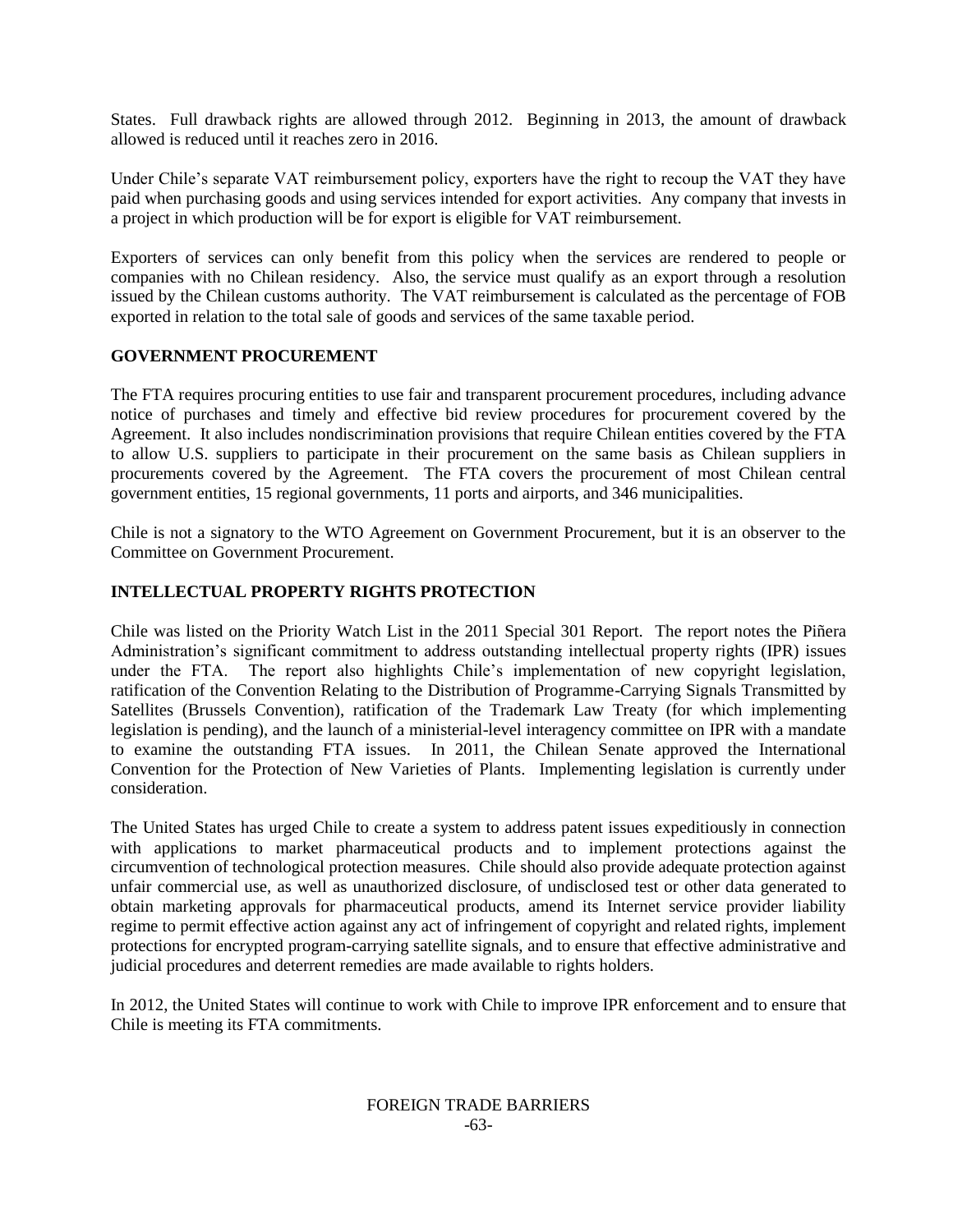States. Full drawback rights are allowed through 2012. Beginning in 2013, the amount of drawback allowed is reduced until it reaches zero in 2016.

Under Chile's separate VAT reimbursement policy, exporters have the right to recoup the VAT they have paid when purchasing goods and using services intended for export activities. Any company that invests in a project in which production will be for export is eligible for VAT reimbursement.

Exporters of services can only benefit from this policy when the services are rendered to people or companies with no Chilean residency. Also, the service must qualify as an export through a resolution issued by the Chilean customs authority. The VAT reimbursement is calculated as the percentage of FOB exported in relation to the total sale of goods and services of the same taxable period.

## GOVERNMENT PROCUREMENT

The FTA requires procuring entities to use fair and transparent procurement procedures, including advance notice of purchases and timely and effective bid review procedures for procurement covered by the Agreement. It also includes nondiscrimination provisions that require Chilean entities covered by the FTA to allow U.S. suppliers to participate in their procurement on the same basis as Chilean suppliers in procurements covered by the Agreement. The FTA covers the procurement of most Chilean central government entities, 15 regional governments, 11 ports and airports, and 346 municipalities.

Chile is not a signatory to the WTO Agreement on Government Procurement, but it is an observer to the Committee on Government Procurement.

## INTELLECTUAL PROPERTY RIGHTS PROTECTION

Chile was listed on the Priority Watch List in the 2011 Special 301 Report. The report notes the Piñera Administration's significant commitment to address outstanding intellectual property rights (IPR) issues under the FTA. The report also highlights Chile's implementation of new copyright legislation, ratification of the Convention Relating to the Distribution of Programme-Carrying Signals Transmitted by Satellites (Brussels Convention), ratification of the Trademark Law Treaty (for which implementing legislation is pending), and the launch of a ministerial-level interagency committee on IPR with a mandate to examine the outstanding FTA issues. In 2011, the Chilean Senate approved the International Convention for the Protection of New Varieties of Plants. Implementing legislation is currently under consideration.

The United States has urged Chile to create a system to address patent issues expeditiously in connection with applications to market pharmaceutical products and to implement protections against the circumvention of technological protection measures. Chile should also provide adequate protection against unfair commercial use, as well as unauthorized disclosure, of undisclosed test or other data generated to obtain marketing approvals for pharmaceutical products, amend its Internet service provider liability regime to permit effective action against any act of infringement of copyright and related rights, implement protections for encrypted program-carrying satellite signals, and to ensure that effective administrative and judicial procedures and deterrent remedies are made available to rights holders.

In 2012, the United States will continue to work with Chile to improve IPR enforcement and to ensure that Chile is meeting its FTA commitments.